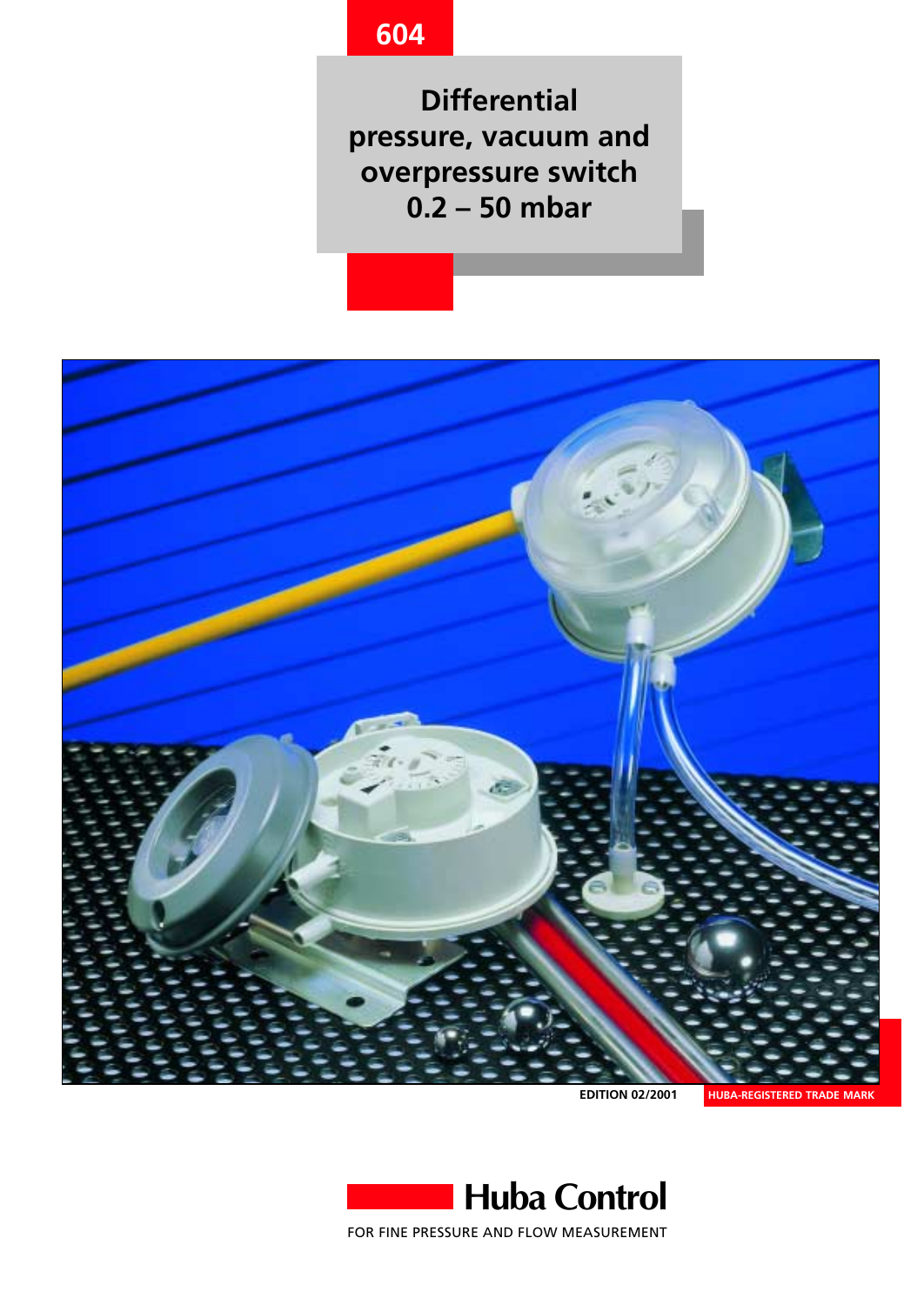604

# Differential pressure, vacuum and overpressure switch 0.2 – 50 mbar

EDITION 02/2001

HUBA-REGISTERED TRADE MARK

Huba Control

FOR FINE PRESSURE AND FLOW MEASUREMENT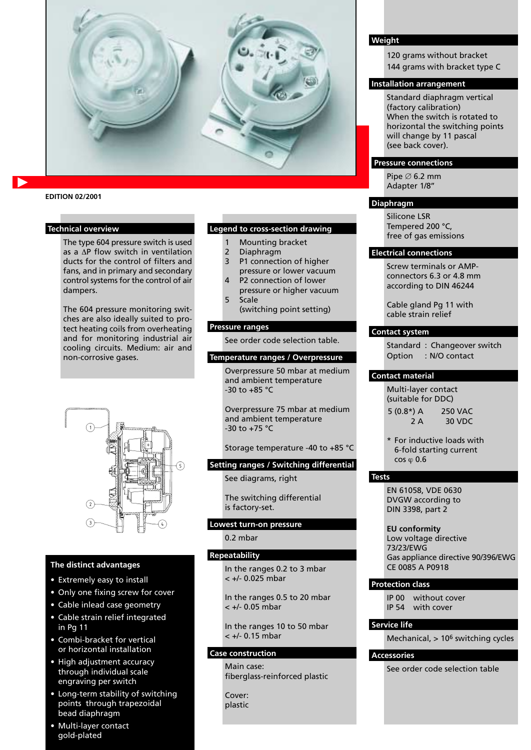EDITION 02/2001

## Technical overview

The type 604 pressure switch is used as a ΔP flow switch in ventilation ducts for the control of filters and fans, and in primary and secondary control systems for the control of air dampers.

The 604 pressure monitoring switches are also ideally suited to protect heating coils from overheating and for monitoring industrial air cooling circuits. Medium: air and non-corrosive gases.

## The distinct advantages

- Extremely easy to install
- Only one fixing screw for cover
- Cable inlead case geometry
- Cable strain relief integrated in Pg 11
- Combi-bracket for vertical or horizontal installation
- High adjustment accuracy through individual scale engraving per switch
- Long-term stability of switching points through trapezoidal bead diaphragm
- Multi-layer contact gold-plated

## Legend to cross-section drawing

1. Mounting bracket
2. Diaphragm
3. P1 connection of higher pressure or lower vacuum
4. P2 connection of lower pressure or higher vacuum
5. Scale (switching point setting)

## Pressure ranges

See order code selection table.

## Temperature ranges / Overpressure

Overpressure 50 mbar at medium and ambient temperature -30 to +85 °C

Overpressure 75 mbar at medium and ambient temperature -30 to +75 °C

Storage temperature -40 to +85 °C

## Setting ranges / Switching differential

See diagrams, right

The switching differential is factory-set.

## Lowest turn-on pressure

0.2 mbar

## Repeatability

In the ranges 0.2 to 3 mbar < +/- 0.025 mbar

In the ranges 0.5 to 20 mbar < +/- 0.05 mbar

In the ranges 10 to 50 mbar < +/- 0.15 mbar

## Case construction

Main case: fiberglass-reinforced plastic

Cover: plastic

## Weight

120 grams without bracket
144 grams with bracket type C

## Installation arrangement

Standard diaphragm vertical (factory calibration)
When the switch is rotated to horizontal the switching points will change by 11 pascal (see back cover).

## Pressure connections

Pipe ∅ 6.2 mm
Adapter 1/8"

## Diaphragm

Silicone LSR
Tempered 200 °C,
free of gas emissions

## Electrical connections

Screw terminals or AMP-connectors 6.3 or 4.8 mm according to DIN 46244

Cable gland Pg 11 with cable strain relief

## Contact system

Standard : Changeover switch
Option : N/O contact

## Contact material

Multi-layer contact (suitable for DDC)

| | |
|---|---|
| 5 (0.8*) A | 250 VAC |
| 2 A | 30 VDC |

\* For inductive loads with 6-fold starting current cos φ 0.6

## Tests

EN 61058, VDE 0630
DVGW according to DIN 3398, part 2

**EU conformity**
Low voltage directive 73/23/EWG
Gas appliance directive 90/396/EWG
CE 0085 A P0918

## Protection class

IP 00 without cover
IP 54 with cover

## Service life

Mechanical, > $10^6$ switching cycles

## Accessories

See order code selection table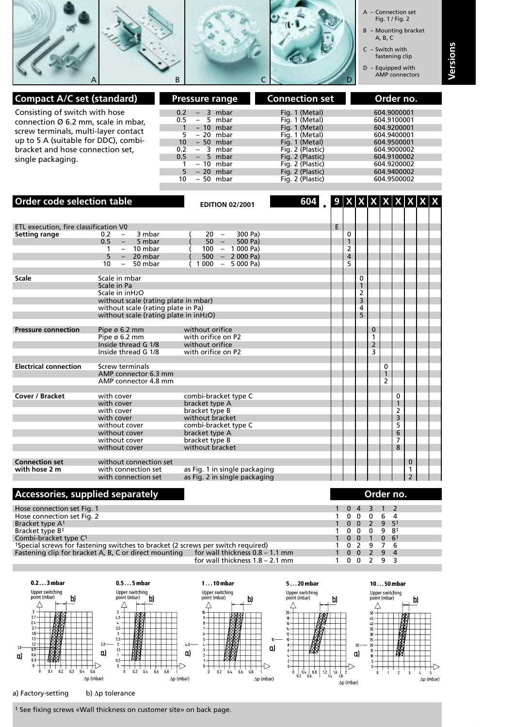A – Connection set Fig. 1 / Fig. 2

B – Mounting bracket A, B, C

C – Switch with fastening clip

D – Equipped with AMP connectors

**Versions**

## Compact A/C set (standard)

Consisting of switch with hose connection Ø 6.2 mm, scale in mbar, screw terminals, multi-layer contact up to 5 A (suitable for DDC), combi-bracket and hose connection set, single packaging.

| Pressure range | Connection set | Order no. |
|---|---|---|
| 0.2 – 3 mbar | Fig. 1 (Metal) | 604.9000001 |
| 0.5 – 5 mbar | Fig. 1 (Metal) | 604.9100001 |
| 1 – 10 mbar | Fig. 1 (Metal) | 604.9200001 |
| 5 – 20 mbar | Fig. 1 (Metal) | 604.9400001 |
| 10 – 50 mbar | Fig. 1 (Metal) | 604.9500001 |
| 0.2 – 3 mbar | Fig. 2 (Plastic) | 604.9000002 |
| 0.5 – 5 mbar | Fig. 2 (Plastic) | 604.9100002 |
| 1 – 10 mbar | Fig. 2 (Plastic) | 604.9200002 |
| 5 – 20 mbar | Fig. 2 (Plastic) | 604.9400002 |
| 10 – 50 mbar | Fig. 2 (Plastic) | 604.9500002 |

## Order code selection table

EDITION 02/2001

604 . 9 X X X X X X X X

| | | | 9 | X | X | X | X | X | X |
|---|---|---|---|---|---|---|---|---|---|
| ETL execution, fire classification V0 | | | E | | | | | | |
| **Setting range** | 0.2 – 3 mbar | (20 – 300 Pa) | | 0 | | | | | |
| | 0.5 – 5 mbar | (50 – 500 Pa) | | 1 | | | | | |
| | 1 – 10 mbar | (100 – 1 000 Pa) | | 2 | | | | | |
| | 5 – 20 mbar | (500 – 2 000 Pa) | | 4 | | | | | |
| | 10 – 50 mbar | (1 000 – 5 000 Pa) | | 5 | | | | | |
| **Scale** | Scale in mbar | | | | 0 | | | | |
| | Scale in Pa | | | | 1 | | | | |
| | Scale in $inH_2O$ | | | | 2 | | | | |
| | without scale (rating plate in mbar) | | | | 3 | | | | |
| | without scale (rating plate in Pa) | | | | 4 | | | | |
| | without scale (rating plate in $inH_2O$) | | | | 5 | | | | |
| **Pressure connection** | Pipe ø 6.2 mm | without orifice | | | | 0 | | | |
| | Pipe ø 6.2 mm | with orifice on P2 | | | | 1 | | | |
| | Inside thread G 1/8 | without orifice | | | | 2 | | | |
| | Inside thread G 1/8 | with orifice on P2 | | | | 3 | | | |
| **Electrical connection** | Screw terminals | | | | | | 0 | | |
| | AMP connector 6.3 mm | | | | | | 1 | | |
| | AMP connector 4.8 mm | | | | | | 2 | | |
| **Cover / Bracket** | with cover | combi-bracket type C | | | | | | 0 | |
| | with cover | bracket type A | | | | | | 1 | |
| | with cover | bracket type B | | | | | | 2 | |
| | with cover | without bracket | | | | | | 3 | |
| | without cover | combi-bracket type C | | | | | | 5 | |
| | without cover | bracket type A | | | | | | 6 | |
| | without cover | bracket type B | | | | | | 7 | |
| | without cover | without bracket | | | | | | 8 | |
| **Connection set with hose 2 m** | without connection set | | | | | | | | 0 |
| | with connection set | as Fig. 1 in single packaging | | | | | | | 1 |
| | with connection set | as Fig. 2 in single packaging | | | | | | | 2 |

## Accessories, supplied separately

| | | Order no. |
|---|---|---|
| Hose connection set Fig. 1 | | 1 0 4 3 1 2 |
| Hose connection set Fig. 2 | | 1 0 0 0 6 4 |
| Bracket type A[1] | | 1 0 0 2 9 5[1] |
| Bracket type B[1] | | 1 0 0 0 9 8[1] |
| Combi-bracket type C[1] | | 1 0 0 1 0 6[1] |
| [1]Special screws for fastening switches to bracket (2 screws per switch required) | | 1 0 2 9 7 6 |
| Fastening clip for bracket A, B, C or direct mounting | for wall thickness 0.8 – 1.1 mm | 1 0 0 2 9 4 |
| | for wall thickness 1.8 – 2.1 mm | 1 0 0 2 9 3 |

**0.2…3 mbar** — **0.5…5 mbar** — **1…10 mbar** — **5…20 mbar** — **10…50 mbar**

Upper switching point (mbar); Δp (mbar)

a) Factory-setting b) Δp tolerance

[1] See fixing screws «Wall thickness on customer site» on back page.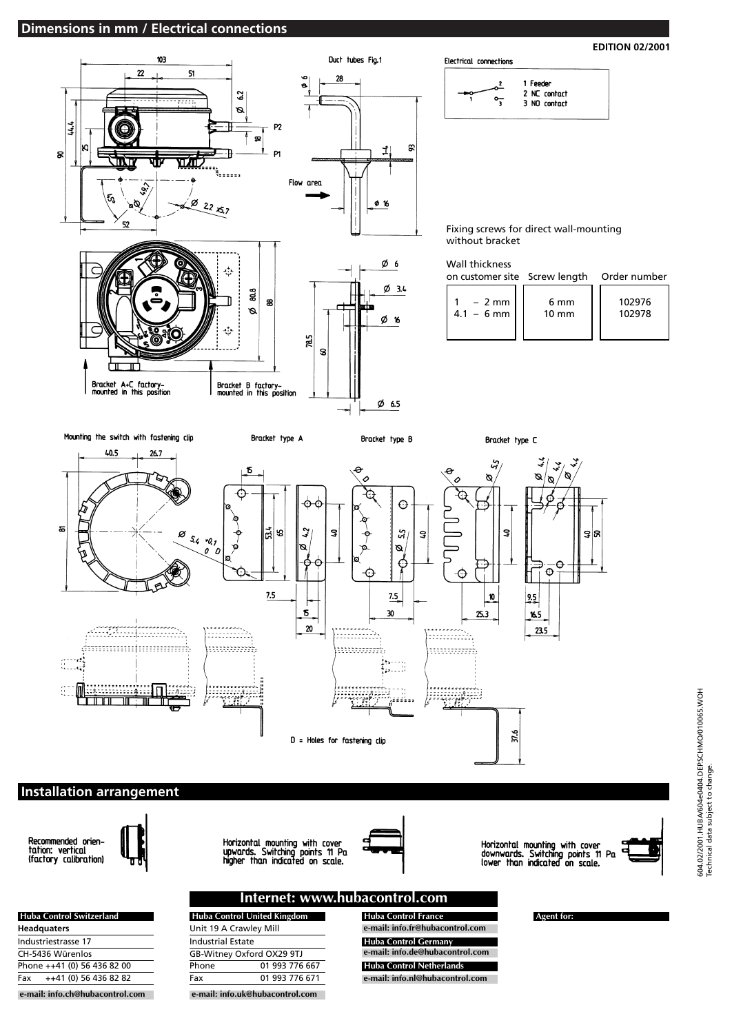## Dimensions in mm / Electrical connections

**EDITION 02/2001**

Duct tubes Fig.1

Flow area

Electrical connections

1 Feeder
2 NC contact
3 NO contact

Bracket A+C factory-mounted in this position

Bracket B factory-mounted in this position

Fixing screws for direct wall-mounting without bracket

| Wall thickness on customer site | Screw length | Order number |
|---|---|---|
| 1 – 2 mm | 6 mm | 102976 |
| 4.1 – 6 mm | 10 mm | 102978 |

Mounting the switch with fastening clip

Bracket type A

Bracket type B

Bracket type C

D = Holes for fastening clip

## Installation arrangement

Recommended orientation: vertical (factory calibration)

Horizontal mounting with cover upwards. Switching points 11 Pa higher than indicated on scale.

Horizontal mounting with cover downwards. Switching points 11 Pa lower than indicated on scale.

**Internet: www.hubacontrol.com**

**Huba Control Switzerland**
**Headquaters**
Industriestrasse 17
CH-5436 Würenlos
Phone ++41 (0) 56 436 82 00
Fax ++41 (0) 56 436 82 82
e-mail: info.ch@hubacontrol.com

**Huba Control United Kingdom**
Unit 19 A Crawley Mill
Industrial Estate
GB-Witney Oxford OX29 9TJ
Phone 01 993 776 667
Fax 01 993 776 671
e-mail: info.uk@hubacontrol.com

**Huba Control France**
e-mail: info.fr@hubacontrol.com

**Huba Control Germany**
e-mail: info.de@hubacontrol.com

**Huba Control Netherlands**
e-mail: info.nl@hubacontrol.com

**Agent for:**

604.02/2001.HUBA/604e0404.DEPSCHMO/010065.WOH
Technical data subject to change.